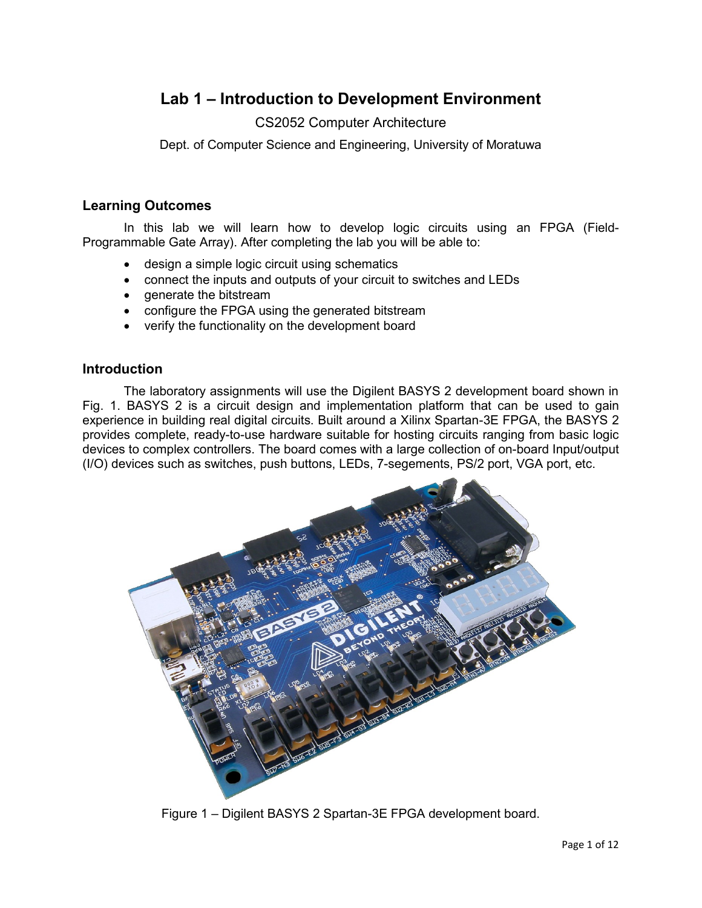# Lab 1 – Introduction to Development Environment

CS2052 Computer Architecture

Dept. of Computer Science and Engineering, University of Moratuwa

## Learning Outcomes

In this lab we will learn how to develop logic circuits using an FPGA (Field-Programmable Gate Array). After completing the lab you will be able to:

- design a simple logic circuit using schematics
- connect the inputs and outputs of your circuit to switches and LEDs
- generate the bitstream
- configure the FPGA using the generated bitstream
- verify the functionality on the development board

## Introduction

The laboratory assignments will use the Digilent BASYS 2 development board shown in Fig. 1. BASYS 2 is a circuit design and implementation platform that can be used to gain experience in building real digital circuits. Built around a Xilinx Spartan-3E FPGA, the BASYS 2 provides complete, ready-to-use hardware suitable for hosting circuits ranging from basic logic devices to complex controllers. The board comes with a large collection of on-board Input/output (I/O) devices such as switches, push buttons, LEDs, 7-segements, PS/2 port, VGA port, etc.

Figure 1 – Digilent BASYS 2 Spartan-3E FPGA development board.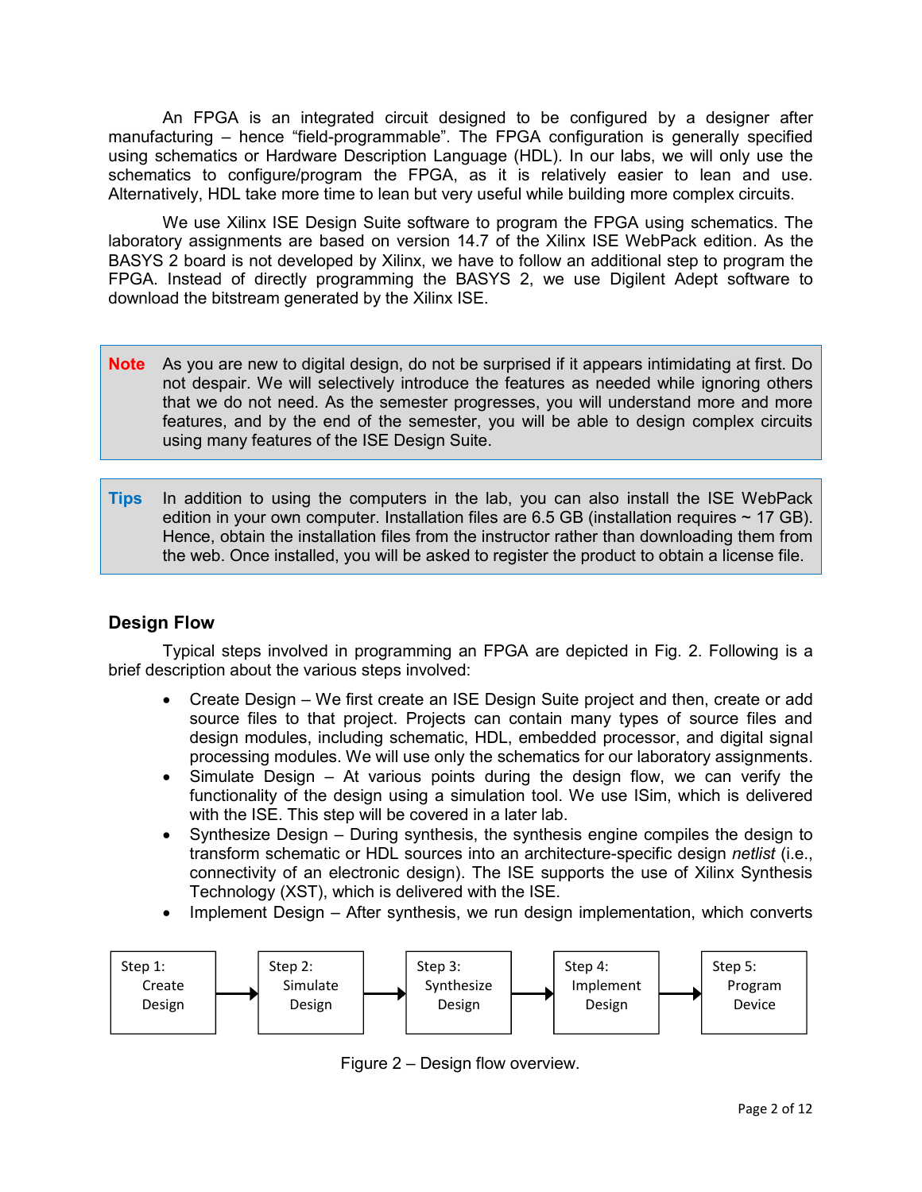An FPGA is an integrated circuit designed to be configured by a designer after manufacturing – hence "field-programmable". The FPGA configuration is generally specified using schematics or Hardware Description Language (HDL). In our labs, we will only use the schematics to configure/program the FPGA, as it is relatively easier to lean and use. Alternatively, HDL take more time to lean but very useful while building more complex circuits.

We use Xilinx ISE Design Suite software to program the FPGA using schematics. The laboratory assignments are based on version 14.7 of the Xilinx ISE WebPack edition. As the BASYS 2 board is not developed by Xilinx, we have to follow an additional step to program the FPGA. Instead of directly programming the BASYS 2, we use Digilent Adept software to download the bitstream generated by the Xilinx ISE.

> **Note** As you are new to digital design, do not be surprised if it appears intimidating at first. Do not despair. We will selectively introduce the features as needed while ignoring others that we do not need. As the semester progresses, you will understand more and more features, and by the end of the semester, you will be able to design complex circuits using many features of the ISE Design Suite.

> **Tips** In addition to using the computers in the lab, you can also install the ISE WebPack edition in your own computer. Installation files are 6.5 GB (installation requires ~ 17 GB). Hence, obtain the installation files from the instructor rather than downloading them from the web. Once installed, you will be asked to register the product to obtain a license file.

## Design Flow

Typical steps involved in programming an FPGA are depicted in Fig. 2. Following is a brief description about the various steps involved:

- Create Design – We first create an ISE Design Suite project and then, create or add source files to that project. Projects can contain many types of source files and design modules, including schematic, HDL, embedded processor, and digital signal processing modules. We will use only the schematics for our laboratory assignments.
- Simulate Design – At various points during the design flow, we can verify the functionality of the design using a simulation tool. We use ISim, which is delivered with the ISE. This step will be covered in a later lab.
- Synthesize Design – During synthesis, the synthesis engine compiles the design to transform schematic or HDL sources into an architecture-specific design *netlist* (i.e., connectivity of an electronic design). The ISE supports the use of Xilinx Synthesis Technology (XST), which is delivered with the ISE.
- Implement Design – After synthesis, we run design implementation, which converts

Step 1: Create Design → Step 2: Simulate Design → Step 3: Synthesize Design → Step 4: Implement Design → Step 5: Program Device

Figure 2 – Design flow overview.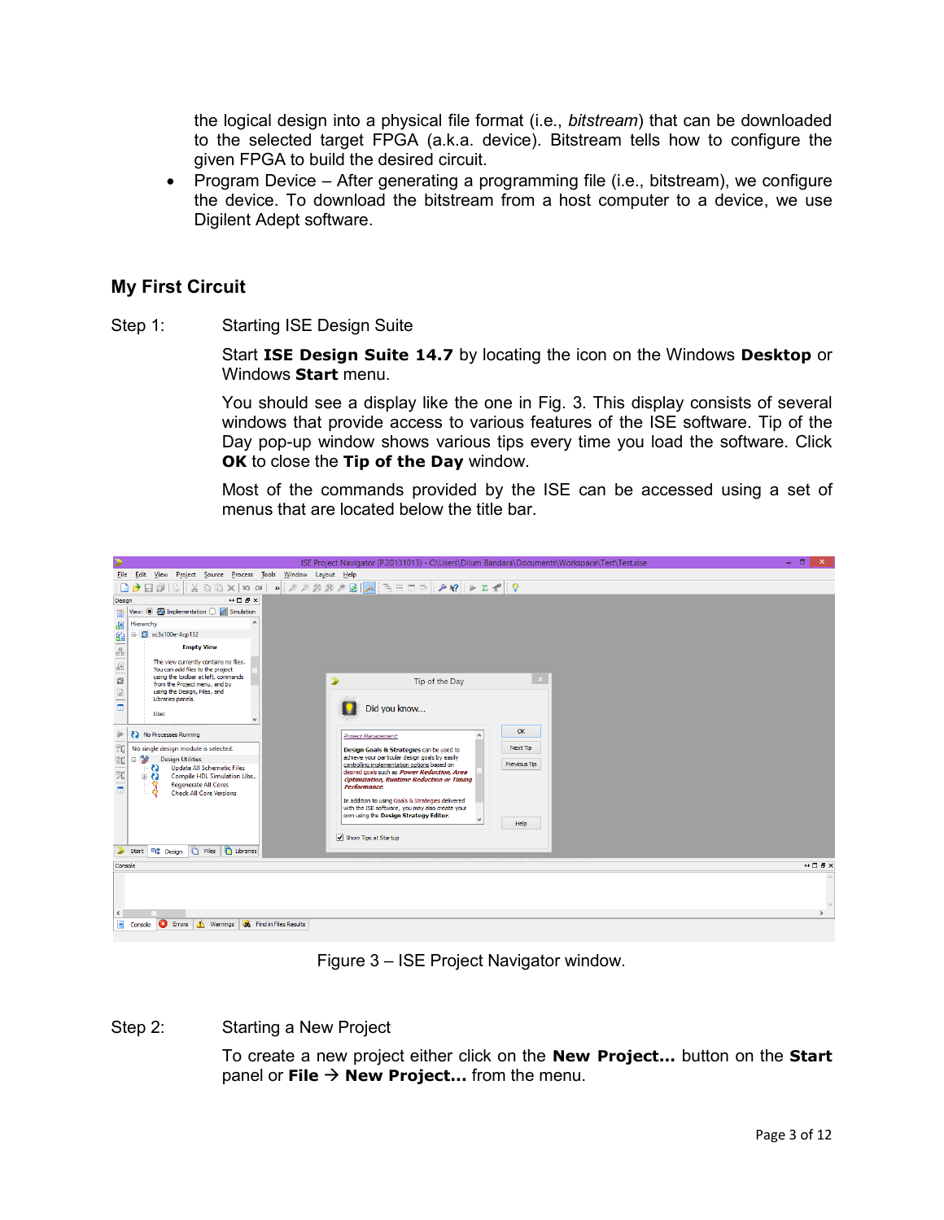the logical design into a physical file format (i.e., *bitstream*) that can be downloaded to the selected target FPGA (a.k.a. device). Bitstream tells how to configure the given FPGA to build the desired circuit.

- Program Device – After generating a programming file (i.e., bitstream), we configure the device. To download the bitstream from a host computer to a device, we use Digilent Adept software.

## My First Circuit

Step 1: Starting ISE Design Suite

Start **ISE Design Suite 14.7** by locating the icon on the Windows **Desktop** or Windows **Start** menu.

You should see a display like the one in Fig. 3. This display consists of several windows that provide access to various features of the ISE software. Tip of the Day pop-up window shows various tips every time you load the software. Click **OK** to close the **Tip of the Day** window.

Most of the commands provided by the ISE can be accessed using a set of menus that are located below the title bar.

Figure 3 – ISE Project Navigator window.

Step 2: Starting a New Project

To create a new project either click on the **New Project…** button on the **Start** panel or **File → New Project…** from the menu.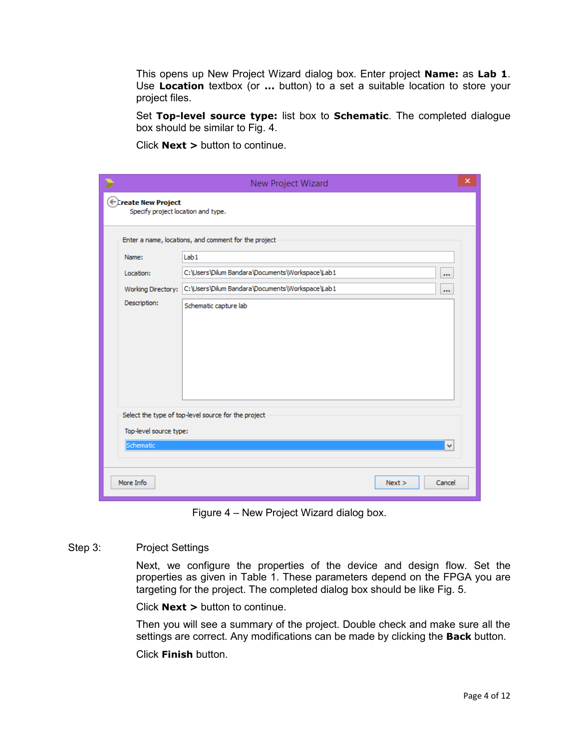This opens up New Project Wizard dialog box. Enter project **Name:** as **Lab 1**. Use **Location** textbox (or **...** button) to a set a suitable location to store your project files.

Set **Top-level source type:** list box to **Schematic**. The completed dialogue box should be similar to Fig. 4.

Click **Next >** button to continue.

Figure 4 – New Project Wizard dialog box.

Step 3: Project Settings

Next, we configure the properties of the device and design flow. Set the properties as given in Table 1. These parameters depend on the FPGA you are targeting for the project. The completed dialog box should be like Fig. 5.

Click **Next >** button to continue.

Then you will see a summary of the project. Double check and make sure all the settings are correct. Any modifications can be made by clicking the **Back** button.

Click **Finish** button.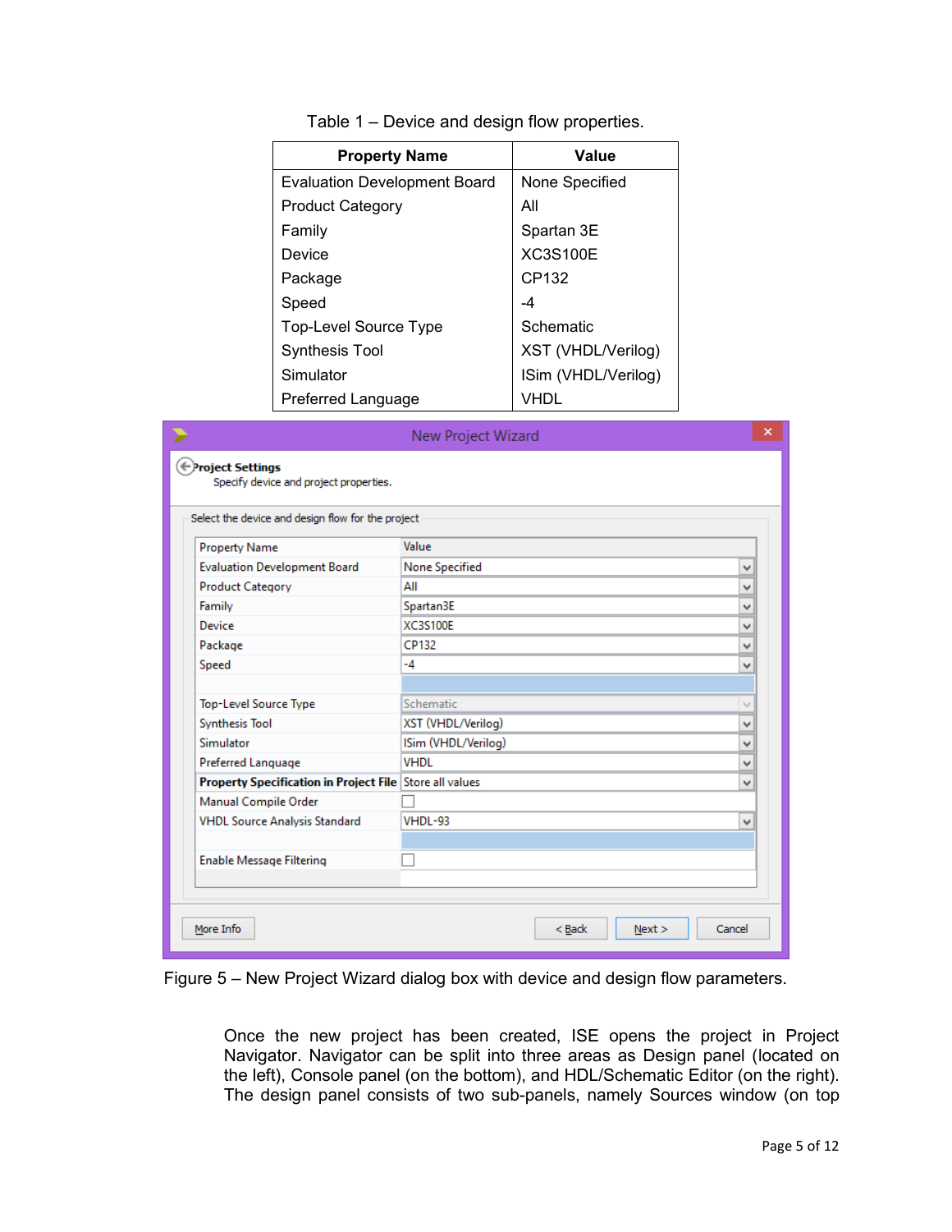Table 1 – Device and design flow properties.

| Property Name | Value |
|---|---|
| Evaluation Development Board | None Specified |
| Product Category | All |
| Family | Spartan 3E |
| Device | XC3S100E |
| Package | CP132 |
| Speed | -4 |
| Top-Level Source Type | Schematic |
| Synthesis Tool | XST (VHDL/Verilog) |
| Simulator | ISim (VHDL/Verilog) |
| Preferred Language | VHDL |

Figure 5 – New Project Wizard dialog box with device and design flow parameters.

Once the new project has been created, ISE opens the project in Project Navigator. Navigator can be split into three areas as Design panel (located on the left), Console panel (on the bottom), and HDL/Schematic Editor (on the right). The design panel consists of two sub-panels, namely Sources window (on top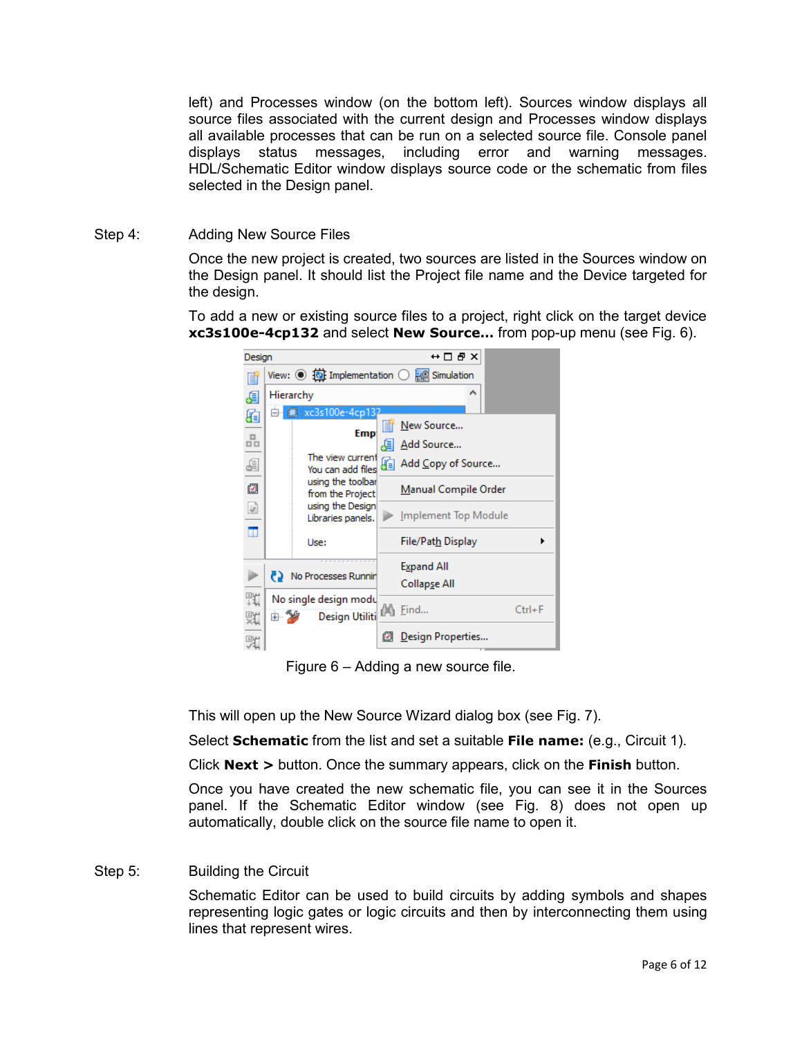left) and Processes window (on the bottom left). Sources window displays all source files associated with the current design and Processes window displays all available processes that can be run on a selected source file. Console panel displays status messages, including error and warning messages. HDL/Schematic Editor window displays source code or the schematic from files selected in the Design panel.

Step 4: Adding New Source Files

Once the new project is created, two sources are listed in the Sources window on the Design panel. It should list the Project file name and the Device targeted for the design.

To add a new or existing source files to a project, right click on the target device **xc3s100e-4cp132** and select **New Source...** from pop-up menu (see Fig. 6).

Figure 6 – Adding a new source file.

This will open up the New Source Wizard dialog box (see Fig. 7).

Select **Schematic** from the list and set a suitable **File name:** (e.g., Circuit 1).

Click **Next >** button. Once the summary appears, click on the **Finish** button.

Once you have created the new schematic file, you can see it in the Sources panel. If the Schematic Editor window (see Fig. 8) does not open up automatically, double click on the source file name to open it.

Step 5: Building the Circuit

Schematic Editor can be used to build circuits by adding symbols and shapes representing logic gates or logic circuits and then by interconnecting them using lines that represent wires.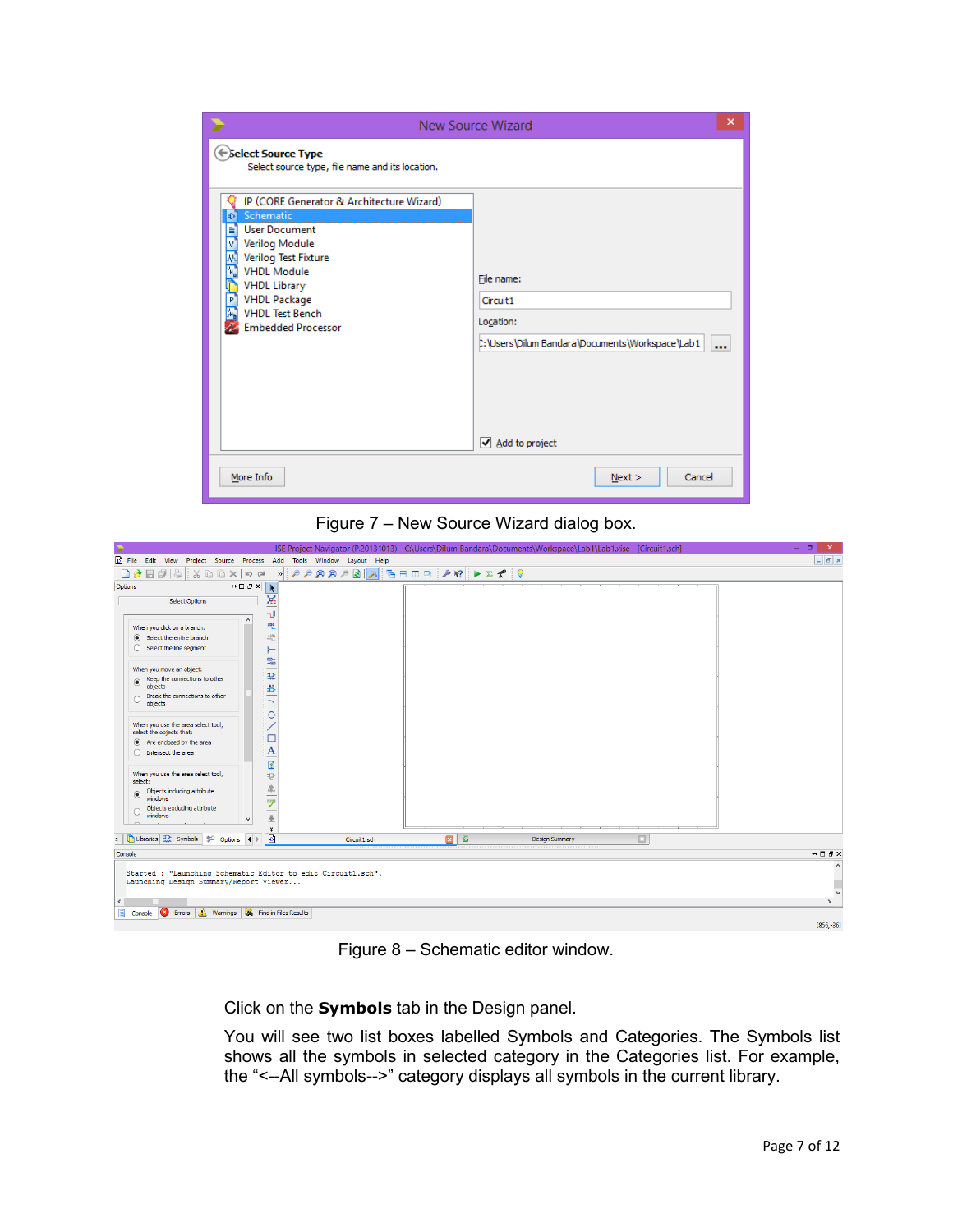Figure 7 – New Source Wizard dialog box.

Figure 8 – Schematic editor window.

Click on the **Symbols** tab in the Design panel.

You will see two list boxes labelled Symbols and Categories. The Symbols list shows all the symbols in selected category in the Categories list. For example, the “<--All symbols-->” category displays all symbols in the current library.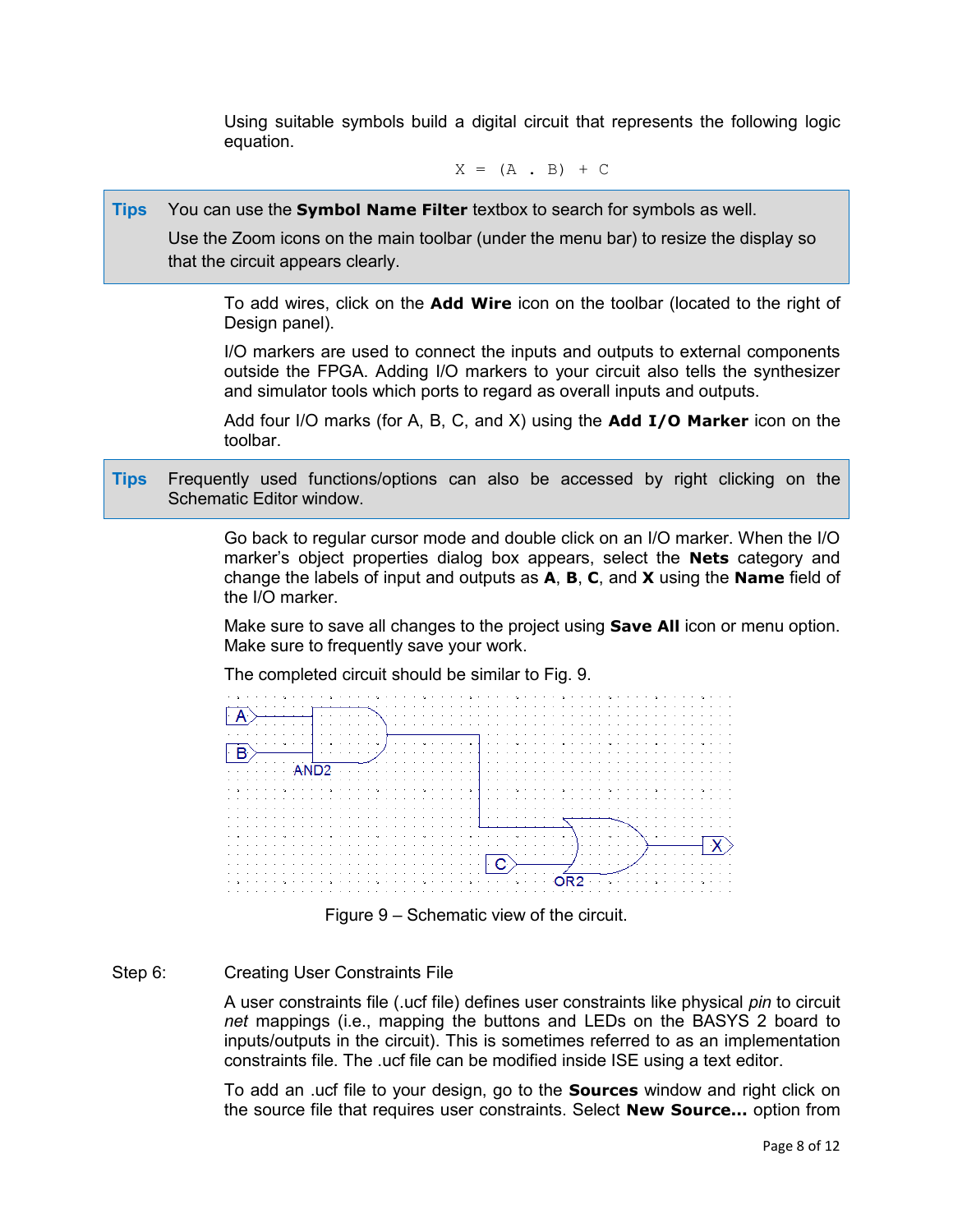Using suitable symbols build a digital circuit that represents the following logic equation.

```
X = (A . B) + C
```

> **Tips** You can use the **Symbol Name Filter** textbox to search for symbols as well.
>
> Use the Zoom icons on the main toolbar (under the menu bar) to resize the display so that the circuit appears clearly.

To add wires, click on the **Add Wire** icon on the toolbar (located to the right of Design panel).

I/O markers are used to connect the inputs and outputs to external components outside the FPGA. Adding I/O markers to your circuit also tells the synthesizer and simulator tools which ports to regard as overall inputs and outputs.

Add four I/O marks (for A, B, C, and X) using the **Add I/O Marker** icon on the toolbar.

> **Tips** Frequently used functions/options can also be accessed by right clicking on the Schematic Editor window.

Go back to regular cursor mode and double click on an I/O marker. When the I/O marker's object properties dialog box appears, select the **Nets** category and change the labels of input and outputs as **A**, **B**, **C**, and **X** using the **Name** field of the I/O marker.

Make sure to save all changes to the project using **Save All** icon or menu option. Make sure to frequently save your work.

The completed circuit should be similar to Fig. 9.

A

B

AND2

C

OR2

X

Figure 9 – Schematic view of the circuit.

Step 6: Creating User Constraints File

A user constraints file (.ucf file) defines user constraints like physical *pin* to circuit *net* mappings (i.e., mapping the buttons and LEDs on the BASYS 2 board to inputs/outputs in the circuit). This is sometimes referred to as an implementation constraints file. The .ucf file can be modified inside ISE using a text editor.

To add an .ucf file to your design, go to the **Sources** window and right click on the source file that requires user constraints. Select **New Source...** option from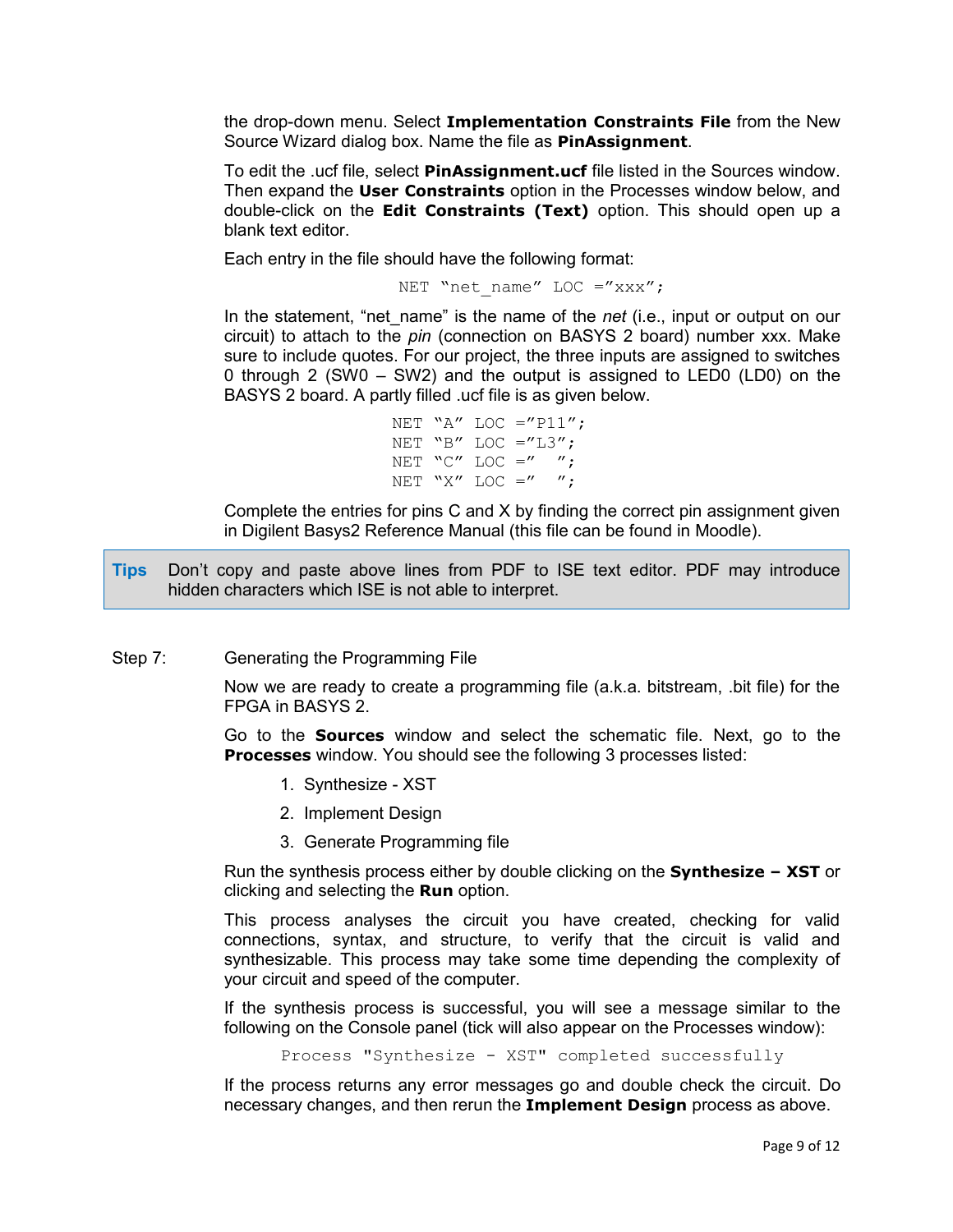the drop-down menu. Select **Implementation Constraints File** from the New Source Wizard dialog box. Name the file as **PinAssignment**.

To edit the .ucf file, select **PinAssignment.ucf** file listed in the Sources window. Then expand the **User Constraints** option in the Processes window below, and double-click on the **Edit Constraints (Text)** option. This should open up a blank text editor.

Each entry in the file should have the following format:

```
NET “net_name” LOC =”xxx”;
```

In the statement, “net_name” is the name of the *net* (i.e., input or output on our circuit) to attach to the *pin* (connection on BASYS 2 board) number xxx. Make sure to include quotes. For our project, the three inputs are assigned to switches 0 through 2 (SW0 – SW2) and the output is assigned to LED0 (LD0) on the BASYS 2 board. A partly filled .ucf file is as given below.

```
NET “A” LOC =”P11”;
NET “B” LOC =”L3”;
NET “C” LOC =”  ”;
NET “X” LOC =”  ”;
```

Complete the entries for pins C and X by finding the correct pin assignment given in Digilent Basys2 Reference Manual (this file can be found in Moodle).

> **Tips** Don’t copy and paste above lines from PDF to ISE text editor. PDF may introduce hidden characters which ISE is not able to interpret.

Step 7: Generating the Programming File

Now we are ready to create a programming file (a.k.a. bitstream, .bit file) for the FPGA in BASYS 2.

Go to the **Sources** window and select the schematic file. Next, go to the **Processes** window. You should see the following 3 processes listed:

1. Synthesize - XST
2. Implement Design
3. Generate Programming file

Run the synthesis process either by double clicking on the **Synthesize – XST** or clicking and selecting the **Run** option.

This process analyses the circuit you have created, checking for valid connections, syntax, and structure, to verify that the circuit is valid and synthesizable. This process may take some time depending the complexity of your circuit and speed of the computer.

If the synthesis process is successful, you will see a message similar to the following on the Console panel (tick will also appear on the Processes window):

```
Process "Synthesize - XST" completed successfully
```

If the process returns any error messages go and double check the circuit. Do necessary changes, and then rerun the **Implement Design** process as above.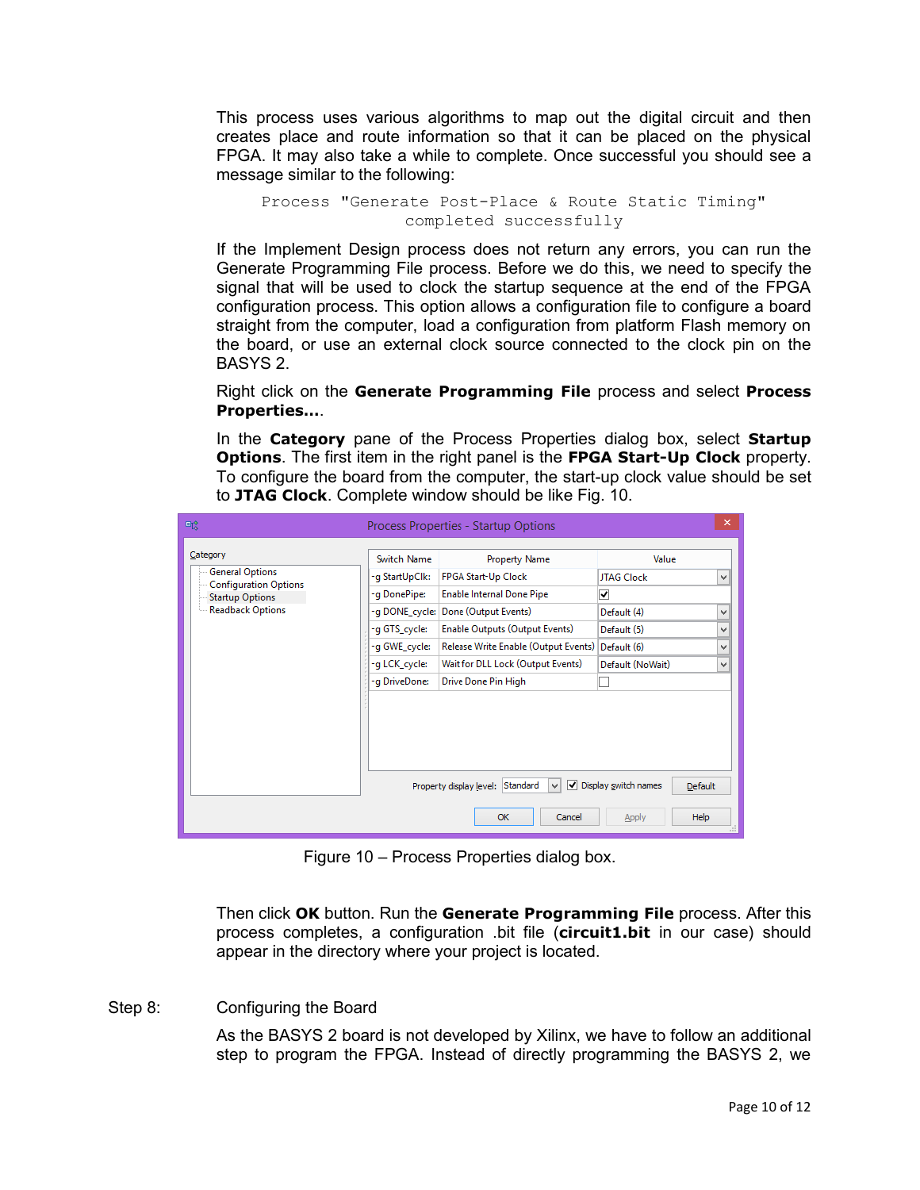This process uses various algorithms to map out the digital circuit and then creates place and route information so that it can be placed on the physical FPGA. It may also take a while to complete. Once successful you should see a message similar to the following:

```
Process "Generate Post-Place & Route Static Timing"
completed successfully
```

If the Implement Design process does not return any errors, you can run the Generate Programming File process. Before we do this, we need to specify the signal that will be used to clock the startup sequence at the end of the FPGA configuration process. This option allows a configuration file to configure a board straight from the computer, load a configuration from platform Flash memory on the board, or use an external clock source connected to the clock pin on the BASYS 2.

Right click on the **Generate Programming File** process and select **Process Properties…**.

In the **Category** pane of the Process Properties dialog box, select **Startup Options**. The first item in the right panel is the **FPGA Start-Up Clock** property. To configure the board from the computer, the start-up clock value should be set to **JTAG Clock**. Complete window should be like Fig. 10.

Process Properties - Startup Options

Category
- General Options
- Configuration Options
- Startup Options
- Readback Options

| Switch Name | Property Name | Value |
|---|---|---|
| -g StartUpClk: | FPGA Start-Up Clock | JTAG Clock |
| -g DonePipe: | Enable Internal Done Pipe | ☑ |
| -g DONE_cycle: | Done (Output Events) | Default (4) |
| -g GTS_cycle: | Enable Outputs (Output Events) | Default (5) |
| -g GWE_cycle: | Release Write Enable (Output Events) | Default (6) |
| -g LCK_cycle: | Wait for DLL Lock (Output Events) | Default (NoWait) |
| -g DriveDone: | Drive Done Pin High | ☐ |

Property display level: Standard ☑ Display switch names Default

OK Cancel Apply Help

Figure 10 – Process Properties dialog box.

Then click **OK** button. Run the **Generate Programming File** process. After this process completes, a configuration .bit file (**circuit1.bit** in our case) should appear in the directory where your project is located.

Step 8: Configuring the Board

As the BASYS 2 board is not developed by Xilinx, we have to follow an additional step to program the FPGA. Instead of directly programming the BASYS 2, we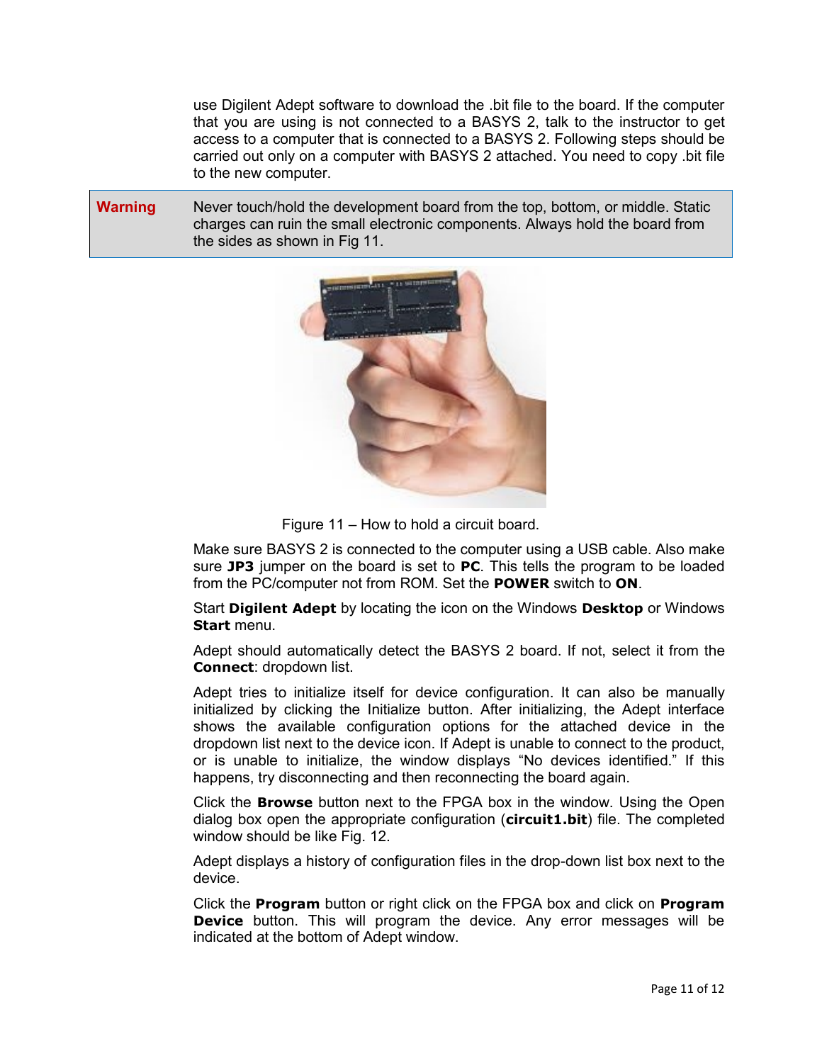use Digilent Adept software to download the .bit file to the board. If the computer that you are using is not connected to a BASYS 2, talk to the instructor to get access to a computer that is connected to a BASYS 2. Following steps should be carried out only on a computer with BASYS 2 attached. You need to copy .bit file to the new computer.

| | |
|---|---|
| **Warning** | Never touch/hold the development board from the top, bottom, or middle. Static charges can ruin the small electronic components. Always hold the board from the sides as shown in Fig 11. |

Figure 11 – How to hold a circuit board.

Make sure BASYS 2 is connected to the computer using a USB cable. Also make sure **JP3** jumper on the board is set to **PC**. This tells the program to be loaded from the PC/computer not from ROM. Set the **POWER** switch to **ON**.

Start **Digilent Adept** by locating the icon on the Windows **Desktop** or Windows **Start** menu.

Adept should automatically detect the BASYS 2 board. If not, select it from the **Connect**: dropdown list.

Adept tries to initialize itself for device configuration. It can also be manually initialized by clicking the Initialize button. After initializing, the Adept interface shows the available configuration options for the attached device in the dropdown list next to the device icon. If Adept is unable to connect to the product, or is unable to initialize, the window displays “No devices identified.” If this happens, try disconnecting and then reconnecting the board again.

Click the **Browse** button next to the FPGA box in the window. Using the Open dialog box open the appropriate configuration (**circuit1.bit**) file. The completed window should be like Fig. 12.

Adept displays a history of configuration files in the drop-down list box next to the device.

Click the **Program** button or right click on the FPGA box and click on **Program Device** button. This will program the device. Any error messages will be indicated at the bottom of Adept window.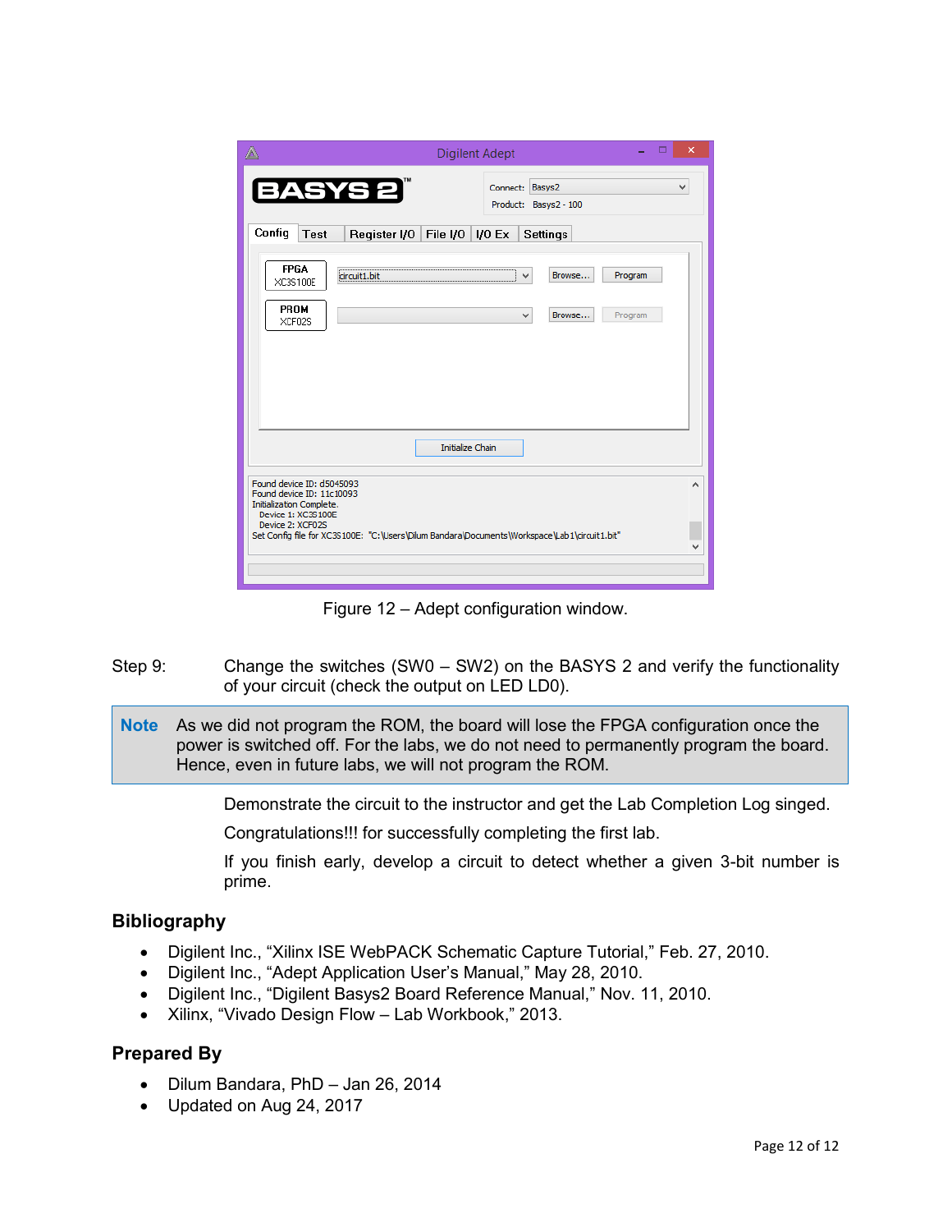Figure 12 – Adept configuration window.

Step 9: Change the switches (SW0 – SW2) on the BASYS 2 and verify the functionality of your circuit (check the output on LED LD0).

> **Note** As we did not program the ROM, the board will lose the FPGA configuration once the power is switched off. For the labs, we do not need to permanently program the board. Hence, even in future labs, we will not program the ROM.

Demonstrate the circuit to the instructor and get the Lab Completion Log singed.

Congratulations!!! for successfully completing the first lab.

If you finish early, develop a circuit to detect whether a given 3-bit number is prime.

### Bibliography

- Digilent Inc., "Xilinx ISE WebPACK Schematic Capture Tutorial," Feb. 27, 2010.
- Digilent Inc., "Adept Application User's Manual," May 28, 2010.
- Digilent Inc., "Digilent Basys2 Board Reference Manual," Nov. 11, 2010.
- Xilinx, "Vivado Design Flow – Lab Workbook," 2013.

### Prepared By

- Dilum Bandara, PhD – Jan 26, 2014
- Updated on Aug 24, 2017